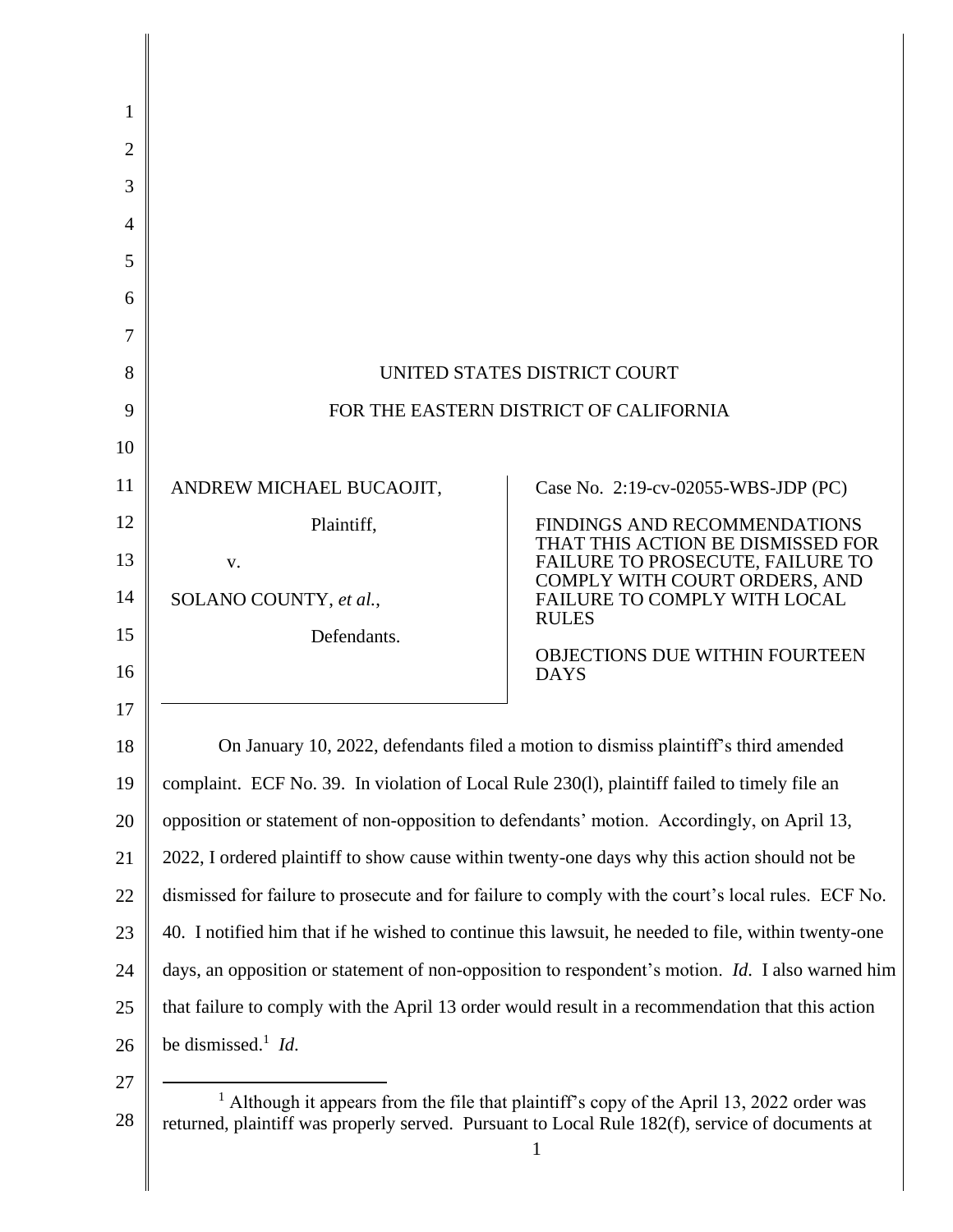UNITED STATES DISTRICT COURT

FOR THE EASTERN DISTRICT OF CALIFORNIA

| | |
|---|---|
| ANDREW MICHAEL BUCAOJIT,<br>Plaintiff,<br>v.<br>SOLANO COUNTY, *et al.*,<br>Defendants. | Case No. 2:19-cv-02055-WBS-JDP (PC)<br><br>FINDINGS AND RECOMMENDATIONS THAT THIS ACTION BE DISMISSED FOR FAILURE TO PROSECUTE, FAILURE TO COMPLY WITH COURT ORDERS, AND FAILURE TO COMPLY WITH LOCAL RULES<br><br>OBJECTIONS DUE WITHIN FOURTEEN DAYS |

On January 10, 2022, defendants filed a motion to dismiss plaintiff's third amended complaint. ECF No. 39. In violation of Local Rule 230(l), plaintiff failed to timely file an opposition or statement of non-opposition to defendants' motion. Accordingly, on April 13, 2022, I ordered plaintiff to show cause within twenty-one days why this action should not be dismissed for failure to prosecute and for failure to comply with the court's local rules. ECF No. 40. I notified him that if he wished to continue this lawsuit, he needed to file, within twenty-one days, an opposition or statement of non-opposition to respondent's motion. *Id.* I also warned him that failure to comply with the April 13 order would result in a recommendation that this action be dismissed.[1] *Id.*

[1] Although it appears from the file that plaintiff's copy of the April 13, 2022 order was returned, plaintiff was properly served. Pursuant to Local Rule 182(f), service of documents at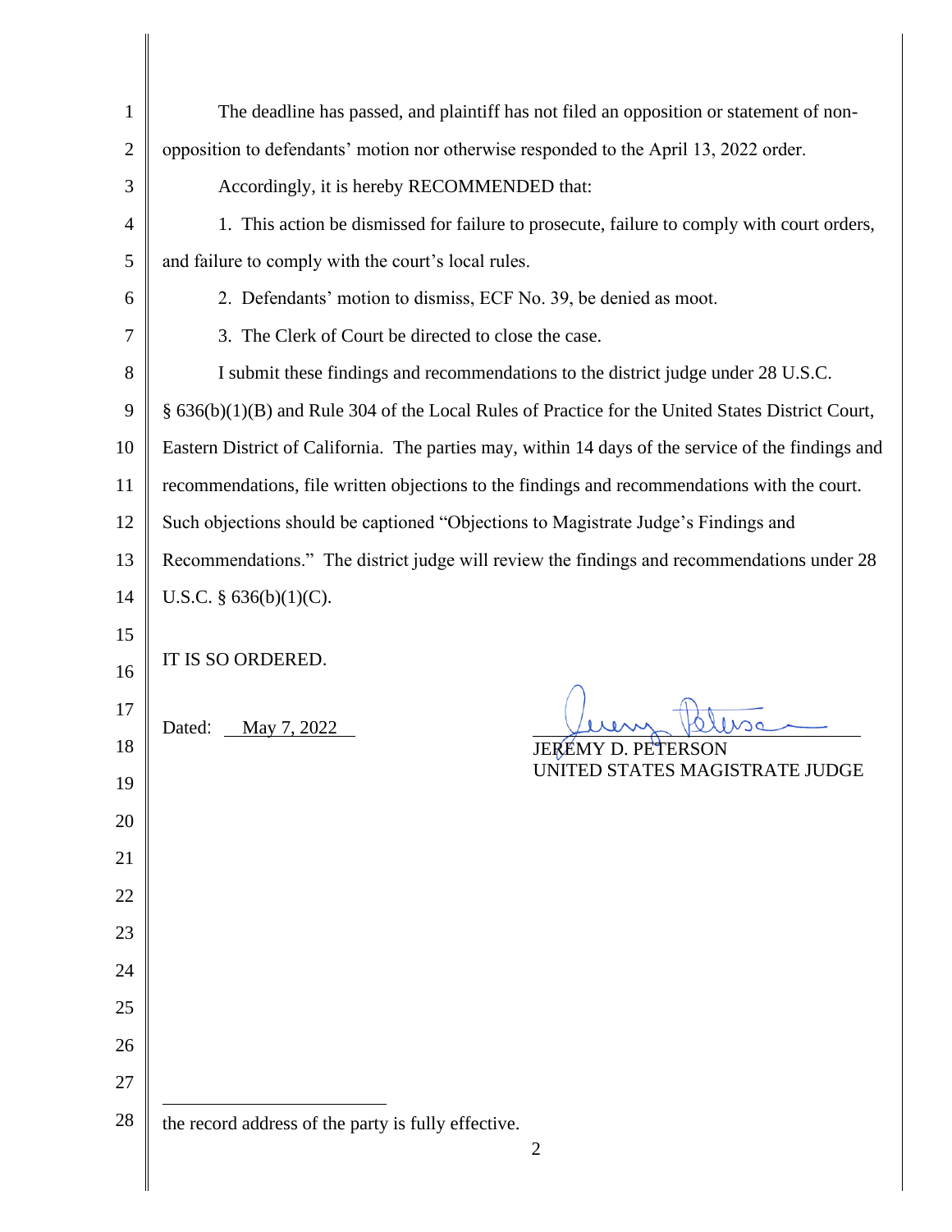The deadline has passed, and plaintiff has not filed an opposition or statement of non-opposition to defendants' motion nor otherwise responded to the April 13, 2022 order.

Accordingly, it is hereby RECOMMENDED that:

1. This action be dismissed for failure to prosecute, failure to comply with court orders, and failure to comply with the court's local rules.

2. Defendants' motion to dismiss, ECF No. 39, be denied as moot.

3. The Clerk of Court be directed to close the case.

I submit these findings and recommendations to the district judge under 28 U.S.C. § 636(b)(1)(B) and Rule 304 of the Local Rules of Practice for the United States District Court, Eastern District of California. The parties may, within 14 days of the service of the findings and recommendations, file written objections to the findings and recommendations with the court. Such objections should be captioned "Objections to Magistrate Judge's Findings and Recommendations." The district judge will review the findings and recommendations under 28 U.S.C. § 636(b)(1)(C).

IT IS SO ORDERED.

Dated: May 7, 2022

JEREMY D. PETERSON
UNITED STATES MAGISTRATE JUDGE

---

the record address of the party is fully effective.